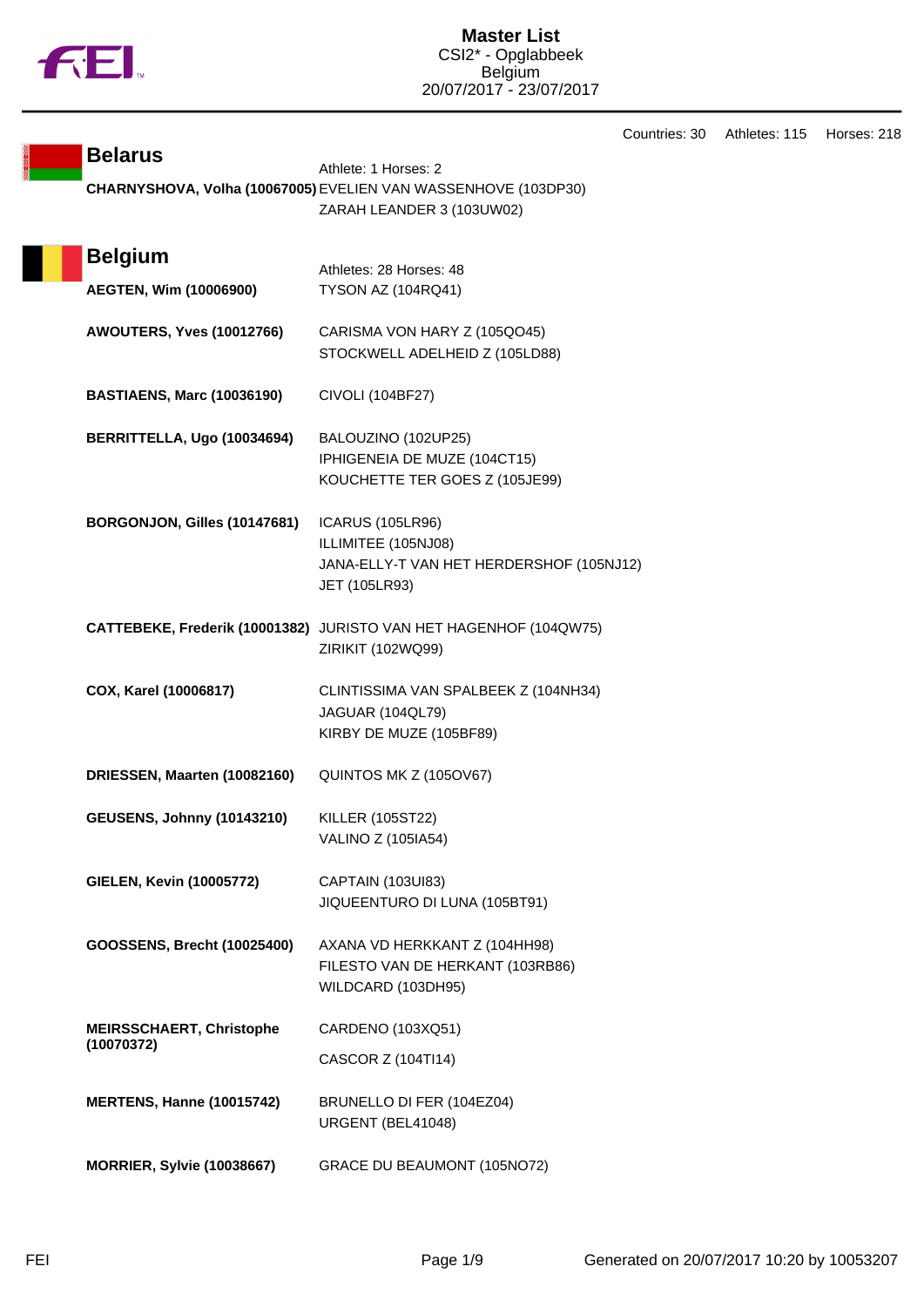# Master List

CSI2* - Opglabbeek
Belgium
20/07/2017 - 23/07/2017

Countries: 30 Athletes: 115 Horses: 218

## Belarus

Athlete: 1 Horses: 2

| Athlete | Horses |
|---|---|
| **CHARNYSHOVA, Volha (10067005)** | EVELIEN VAN WASSENHOVE (103DP30)<br>ZARAH LEANDER 3 (103UW02) |

## Belgium

Athletes: 28 Horses: 48

| Athlete | Horses |
|---|---|
| **AEGTEN, Wim (10006900)** | TYSON AZ (104RQ41) |
| **AWOUTERS, Yves (10012766)** | CARISMA VON HARY Z (105QO45)<br>STOCKWELL ADELHEID Z (105LD88) |
| **BASTIAENS, Marc (10036190)** | CIVOLI (104BF27) |
| **BERRITTELLA, Ugo (10034694)** | BALOUZINO (102UP25)<br>IPHIGENEIA DE MUZE (104CT15)<br>KOUCHETTE TER GOES Z (105JE99) |
| **BORGONJON, Gilles (10147681)** | ICARUS (105LR96)<br>ILLIMITEE (105NJ08)<br>JANA-ELLY-T VAN HET HERDERSHOF (105NJ12)<br>JET (105LR93) |
| **CATTEBEKE, Frederik (10001382)** | JURISTO VAN HET HAGENHOF (104QW75)<br>ZIRIKIT (102WQ99) |
| **COX, Karel (10006817)** | CLINTISSIMA VAN SPALBEEK Z (104NH34)<br>JAGUAR (104QL79)<br>KIRBY DE MUZE (105BF89) |
| **DRIESSEN, Maarten (10082160)** | QUINTOS MK Z (105OV67) |
| **GEUSENS, Johnny (10143210)** | KILLER (105ST22)<br>VALINO Z (105IA54) |
| **GIELEN, Kevin (10005772)** | CAPTAIN (103UI83)<br>JIQUEENTURO DI LUNA (105BT91) |
| **GOOSSENS, Brecht (10025400)** | AXANA VD HERKKANT Z (104HH98)<br>FILESTO VAN DE HERKANT (103RB86)<br>WILDCARD (103DH95) |
| **MEIRSSCHAERT, Christophe (10070372)** | CARDENO (103XQ51)<br>CASCOR Z (104TI14) |
| **MERTENS, Hanne (10015742)** | BRUNELLO DI FER (104EZ04)<br>URGENT (BEL41048) |
| **MORRIER, Sylvie (10038667)** | GRACE DU BEAUMONT (105NO72) |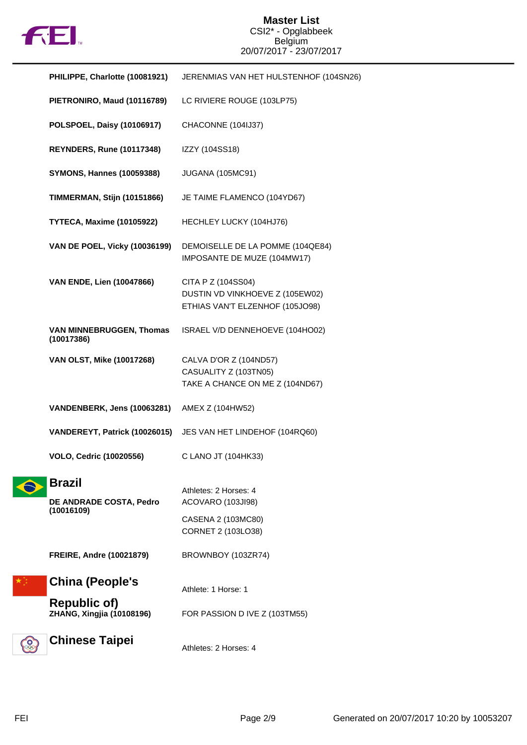| Athlete | Horse(s) |
| --- | --- |
| **PHILIPPE, Charlotte (10081921)** | JERENMIAS VAN HET HULSTENHOF (104SN26) |
| **PIETRONIRO, Maud (10116789)** | LC RIVIERE ROUGE (103LP75) |
| **POLSPOEL, Daisy (10106917)** | CHACONNE (104IJ37) |
| **REYNDERS, Rune (10117348)** | IZZY (104SS18) |
| **SYMONS, Hannes (10059388)** | JUGANA (105MC91) |
| **TIMMERMAN, Stijn (10151866)** | JE TAIME FLAMENCO (104YD67) |
| **TYTECA, Maxime (10105922)** | HECHLEY LUCKY (104HJ76) |
| **VAN DE POEL, Vicky (10036199)** | DEMOISELLE DE LA POMME (104QE84)<br>IMPOSANTE DE MUZE (104MW17) |
| **VAN ENDE, Lien (10047866)** | CITA P Z (104SS04)<br>DUSTIN VD VINKHOEVE Z (105EW02)<br>ETHIAS VAN'T ELZENHOF (105JO98) |
| **VAN MINNEBRUGGEN, Thomas (10017386)** | ISRAEL V/D DENNEHOEVE (104HO02) |
| **VAN OLST, Mike (10017268)** | CALVA D'OR Z (104ND57)<br>CASUALITY Z (103TN05)<br>TAKE A CHANCE ON ME Z (104ND67) |
| **VANDENBERK, Jens (10063281)** | AMEX Z (104HW52) |
| **VANDEREYT, Patrick (10026015)** | JES VAN HET LINDEHOF (104RQ60) |
| **VOLO, Cedric (10020556)** | C LANO JT (104HK33) |

## Brazil

Athletes: 2 Horses: 4

| Athlete | Horse(s) |
| --- | --- |
| **DE ANDRADE COSTA, Pedro (10016109)** | ACOVARO (103JI98)<br>CASENA 2 (103MC80)<br>CORNET 2 (103LO38) |
| **FREIRE, Andre (10021879)** | BROWNBOY (103ZR74) |

## China (People's Republic of)

Athlete: 1 Horse: 1

| Athlete | Horse(s) |
| --- | --- |
| **ZHANG, Xingjia (10108196)** | FOR PASSION D IVE Z (103TM55) |

## Chinese Taipei

Athletes: 2 Horses: 4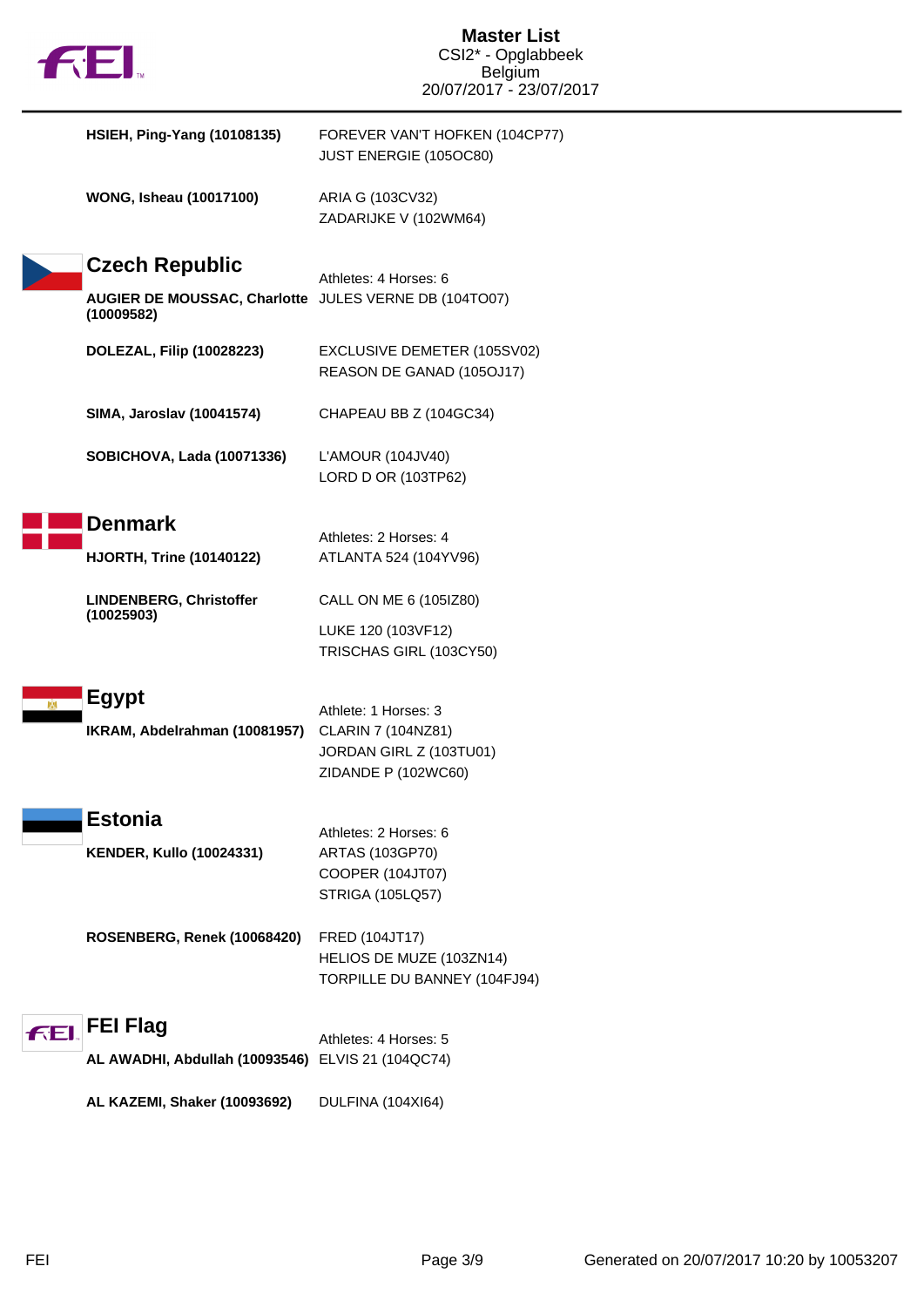| | |
|---|---|
| **HSIEH, Ping-Yang (10108135)** | FOREVER VAN'T HOFKEN (104CP77) |
| | JUST ENERGIE (105OC80) |
| **WONG, Isheau (10017100)** | ARIA G (103CV32) |
| | ZADARIJKE V (102WM64) |

## Czech Republic

Athletes: 4 Horses: 6

| | |
|---|---|
| **AUGIER DE MOUSSAC, Charlotte (10009582)** | JULES VERNE DB (104TO07) |
| **DOLEZAL, Filip (10028223)** | EXCLUSIVE DEMETER (105SV02) |
| | REASON DE GANAD (105OJ17) |
| **SIMA, Jaroslav (10041574)** | CHAPEAU BB Z (104GC34) |
| **SOBICHOVA, Lada (10071336)** | L'AMOUR (104JV40) |
| | LORD D OR (103TP62) |

## Denmark

Athletes: 2 Horses: 4

| | |
|---|---|
| **HJORTH, Trine (10140122)** | ATLANTA 524 (104YV96) |
| **LINDENBERG, Christoffer (10025903)** | CALL ON ME 6 (105IZ80) |
| | LUKE 120 (103VF12) |
| | TRISCHAS GIRL (103CY50) |

## Egypt

Athlete: 1 Horses: 3

| | |
|---|---|
| **IKRAM, Abdelrahman (10081957)** | CLARIN 7 (104NZ81) |
| | JORDAN GIRL Z (103TU01) |
| | ZIDANDE P (102WC60) |

## Estonia

Athletes: 2 Horses: 6

| | |
|---|---|
| **KENDER, Kullo (10024331)** | ARTAS (103GP70) |
| | COOPER (104JT07) |
| | STRIGA (105LQ57) |
| **ROSENBERG, Renek (10068420)** | FRED (104JT17) |
| | HELIOS DE MUZE (103ZN14) |
| | TORPILLE DU BANNEY (104FJ94) |

## FEI Flag

Athletes: 4 Horses: 5

| | |
|---|---|
| **AL AWADHI, Abdullah (10093546)** | ELVIS 21 (104QC74) |
| **AL KAZEMI, Shaker (10093692)** | DULFINA (104XI64) |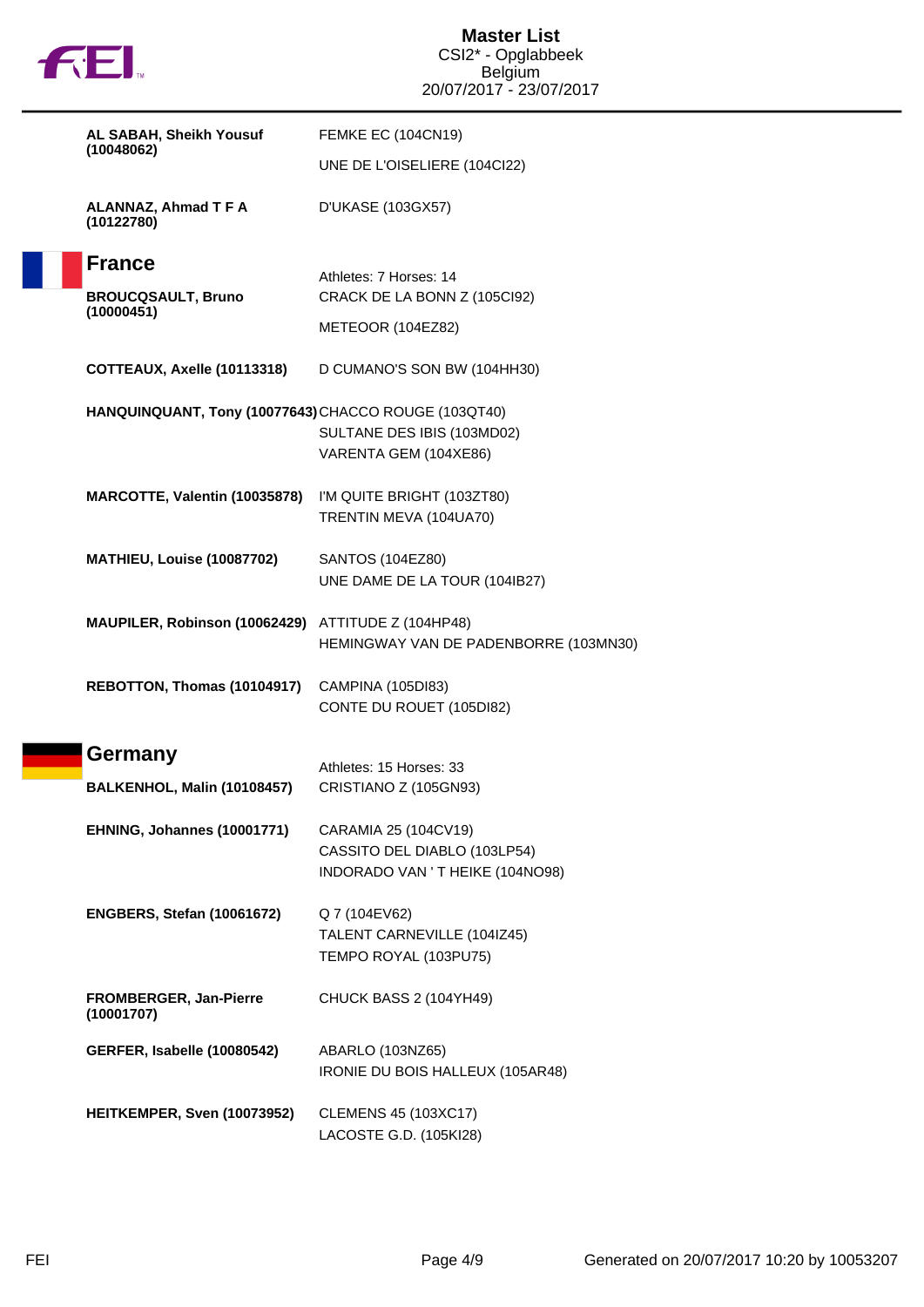| | |
|---|---|
| **AL SABAH, Sheikh Yousuf (10048062)** | FEMKE EC (104CN19) |
| | UNE DE L'OISELIERE (104CI22) |
| **ALANNAZ, Ahmad T F A (10122780)** | D'UKASE (103GX57) |

## France

Athletes: 7 Horses: 14

| | |
|---|---|
| **BROUCQSAULT, Bruno (10000451)** | CRACK DE LA BONN Z (105CI92) |
| | METEOOR (104EZ82) |
| **COTTEAUX, Axelle (10113318)** | D CUMANO'S SON BW (104HH30) |
| **HANQUINQUANT, Tony (10077643)** | CHACCO ROUGE (103QT40) |
| | SULTANE DES IBIS (103MD02) |
| | VARENTA GEM (104XE86) |
| **MARCOTTE, Valentin (10035878)** | I'M QUITE BRIGHT (103ZT80) |
| | TRENTIN MEVA (104UA70) |
| **MATHIEU, Louise (10087702)** | SANTOS (104EZ80) |
| | UNE DAME DE LA TOUR (104IB27) |
| **MAUPILER, Robinson (10062429)** | ATTITUDE Z (104HP48) |
| | HEMINGWAY VAN DE PADENBORRE (103MN30) |
| **REBOTTON, Thomas (10104917)** | CAMPINA (105DI83) |
| | CONTE DU ROUET (105DI82) |

## Germany

Athletes: 15 Horses: 33

| | |
|---|---|
| **BALKENHOL, Malin (10108457)** | CRISTIANO Z (105GN93) |
| **EHNING, Johannes (10001771)** | CARAMIA 25 (104CV19) |
| | CASSITO DEL DIABLO (103LP54) |
| | INDORADO VAN ' T HEIKE (104NO98) |
| **ENGBERS, Stefan (10061672)** | Q 7 (104EV62) |
| | TALENT CARNEVILLE (104IZ45) |
| | TEMPO ROYAL (103PU75) |
| **FROMBERGER, Jan-Pierre (10001707)** | CHUCK BASS 2 (104YH49) |
| **GERFER, Isabelle (10080542)** | ABARLO (103NZ65) |
| | IRONIE DU BOIS HALLEUX (105AR48) |
| **HEITKEMPER, Sven (10073952)** | CLEMENS 45 (103XC17) |
| | LACOSTE G.D. (105KI28) |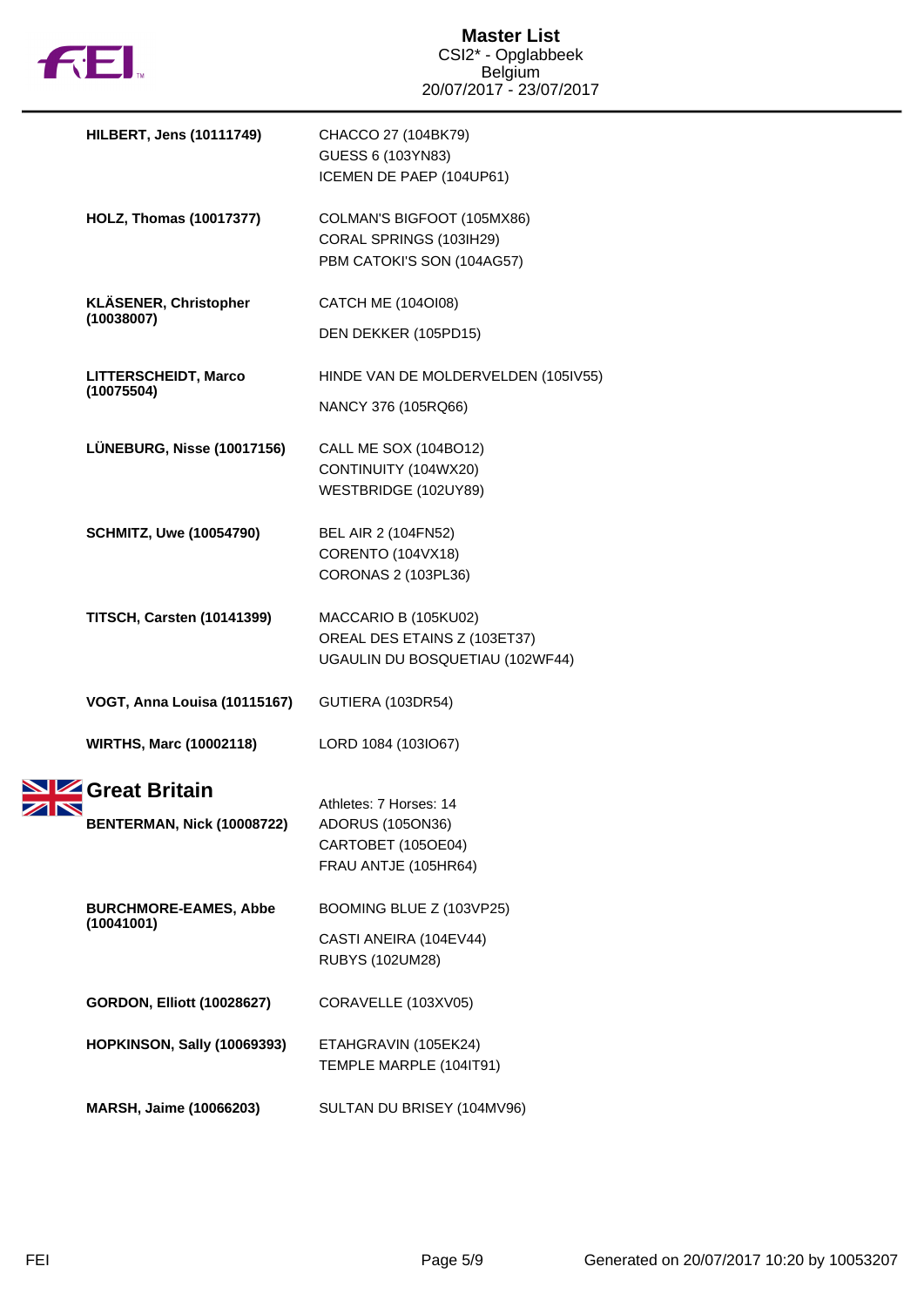# Master List

CSI2* - Opglabbeek
Belgium
20/07/2017 - 23/07/2017

| Athlete | Horses |
|---|---|
| **HILBERT, Jens (10111749)** | CHACCO 27 (104BK79)<br>GUESS 6 (103YN83)<br>ICEMEN DE PAEP (104UP61) |
| **HOLZ, Thomas (10017377)** | COLMAN'S BIGFOOT (105MX86)<br>CORAL SPRINGS (103IH29)<br>PBM CATOKI'S SON (104AG57) |
| **KLÄSENER, Christopher (10038007)** | CATCH ME (104OI08)<br>DEN DEKKER (105PD15) |
| **LITTERSCHEIDT, Marco (10075504)** | HINDE VAN DE MOLDERVELDEN (105IV55)<br>NANCY 376 (105RQ66) |
| **LÜNEBURG, Nisse (10017156)** | CALL ME SOX (104BO12)<br>CONTINUITY (104WX20)<br>WESTBRIDGE (102UY89) |
| **SCHMITZ, Uwe (10054790)** | BEL AIR 2 (104FN52)<br>CORENTO (104VX18)<br>CORONAS 2 (103PL36) |
| **TITSCH, Carsten (10141399)** | MACCARIO B (105KU02)<br>OREAL DES ETAINS Z (103ET37)<br>UGAULIN DU BOSQUETIAU (102WF44) |
| **VOGT, Anna Louisa (10115167)** | GUTIERA (103DR54) |
| **WIRTHS, Marc (10002118)** | LORD 1084 (103IO67) |

## Great Britain

Athletes: 7 Horses: 14

| Athlete | Horses |
|---|---|
| **BENTERMAN, Nick (10008722)** | ADORUS (105ON36)<br>CARTOBET (105OE04)<br>FRAU ANTJE (105HR64) |
| **BURCHMORE-EAMES, Abbe (10041001)** | BOOMING BLUE Z (103VP25)<br>CASTI ANEIRA (104EV44)<br>RUBYS (102UM28) |
| **GORDON, Elliott (10028627)** | CORAVELLE (103XV05) |
| **HOPKINSON, Sally (10069393)** | ETAHGRAVIN (105EK24)<br>TEMPLE MARPLE (104IT91) |
| **MARSH, Jaime (10066203)** | SULTAN DU BRISEY (104MV96) |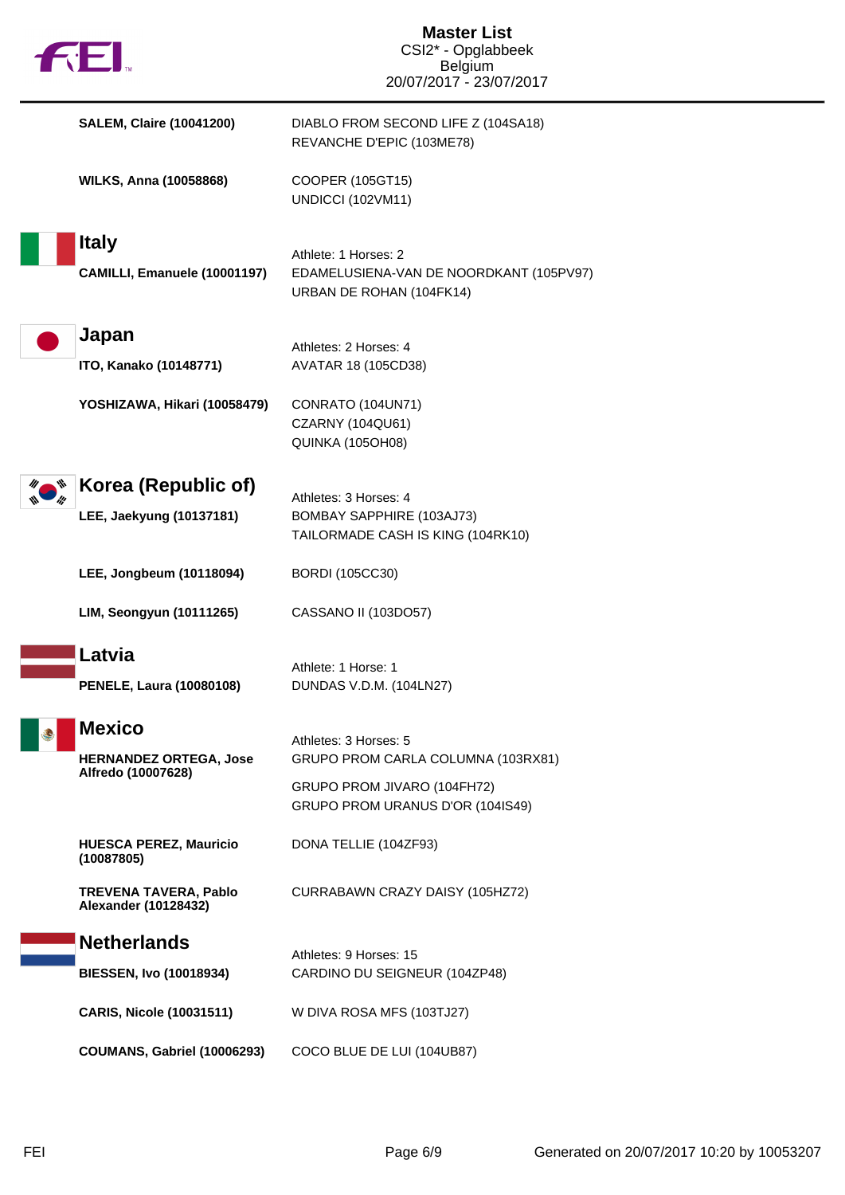**SALEM, Claire (10041200)**
DIABLO FROM SECOND LIFE Z (104SA18)
REVANCHE D'EPIC (103ME78)

**WILKS, Anna (10058868)**
COOPER (105GT15)
UNDICCI (102VM11)

## Italy

Athlete: 1 Horses: 2

**CAMILLI, Emanuele (10001197)**
EDAMELUSIENA-VAN DE NOORDKANT (105PV97)
URBAN DE ROHAN (104FK14)

## Japan

Athletes: 2 Horses: 4

**ITO, Kanako (10148771)**
AVATAR 18 (105CD38)

**YOSHIZAWA, Hikari (10058479)**
CONRATO (104UN71)
CZARNY (104QU61)
QUINKA (105OH08)

## Korea (Republic of)

Athletes: 3 Horses: 4

**LEE, Jaekyung (10137181)**
BOMBAY SAPPHIRE (103AJ73)
TAILORMADE CASH IS KING (104RK10)

**LEE, Jongbeum (10118094)**
BORDI (105CC30)

**LIM, Seongyun (10111265)**
CASSANO II (103DO57)

## Latvia

Athlete: 1 Horse: 1

**PENELE, Laura (10080108)**
DUNDAS V.D.M. (104LN27)

## Mexico

Athletes: 3 Horses: 5

**HERNANDEZ ORTEGA, Jose Alfredo (10007628)**
GRUPO PROM CARLA COLUMNA (103RX81)
GRUPO PROM JIVARO (104FH72)
GRUPO PROM URANUS D'OR (104IS49)

**HUESCA PEREZ, Mauricio (10087805)**
DONA TELLIE (104ZF93)

**TREVENA TAVERA, Pablo Alexander (10128432)**
CURRABAWN CRAZY DAISY (105HZ72)

## Netherlands

Athletes: 9 Horses: 15

**BIESSEN, Ivo (10018934)**
CARDINO DU SEIGNEUR (104ZP48)

**CARIS, Nicole (10031511)**
W DIVA ROSA MFS (103TJ27)

**COUMANS, Gabriel (10006293)**
COCO BLUE DE LUI (104UB87)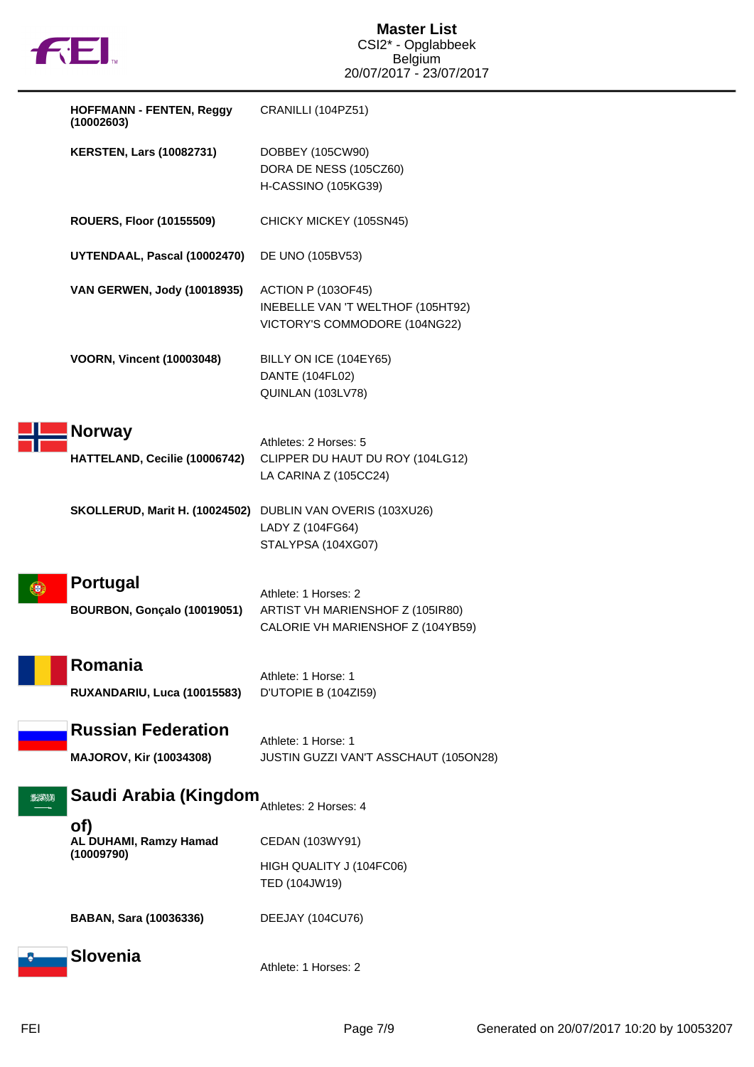| | |
|---|---|
| **HOFFMANN - FENTEN, Reggy (10002603)** | CRANILLI (104PZ51) |
| **KERSTEN, Lars (10082731)** | DOBBEY (105CW90)<br>DORA DE NESS (105CZ60)<br>H-CASSINO (105KG39) |
| **ROUERS, Floor (10155509)** | CHICKY MICKEY (105SN45) |
| **UYTENDAAL, Pascal (10002470)** | DE UNO (105BV53) |
| **VAN GERWEN, Jody (10018935)** | ACTION P (103OF45)<br>INEBELLE VAN 'T WELTHOF (105HT92)<br>VICTORY'S COMMODORE (104NG22) |
| **VOORN, Vincent (10003048)** | BILLY ON ICE (104EY65)<br>DANTE (104FL02)<br>QUINLAN (103LV78) |

## Norway

Athletes: 2 Horses: 5

| | |
|---|---|
| **HATTELAND, Cecilie (10006742)** | CLIPPER DU HAUT DU ROY (104LG12)<br>LA CARINA Z (105CC24) |
| **SKOLLERUD, Marit H. (10024502)** | DUBLIN VAN OVERIS (103XU26)<br>LADY Z (104FG64)<br>STALYPSA (104XG07) |

## Portugal

Athlete: 1 Horses: 2

| | |
|---|---|
| **BOURBON, Gonçalo (10019051)** | ARTIST VH MARIENSHOF Z (105IR80)<br>CALORIE VH MARIENSHOF Z (104YB59) |

## Romania

Athlete: 1 Horse: 1

| | |
|---|---|
| **RUXANDARIU, Luca (10015583)** | D'UTOPIE B (104ZI59) |

## Russian Federation

Athlete: 1 Horse: 1

| | |
|---|---|
| **MAJOROV, Kir (10034308)** | JUSTIN GUZZI VAN'T ASSCHAUT (105ON28) |

## Saudi Arabia (Kingdom of)

Athletes: 2 Horses: 4

| | |
|---|---|
| **AL DUHAMI, Ramzy Hamad (10009790)** | CEDAN (103WY91)<br>HIGH QUALITY J (104FC06)<br>TED (104JW19) |
| **BABAN, Sara (10036336)** | DEEJAY (104CU76) |

## Slovenia

Athlete: 1 Horses: 2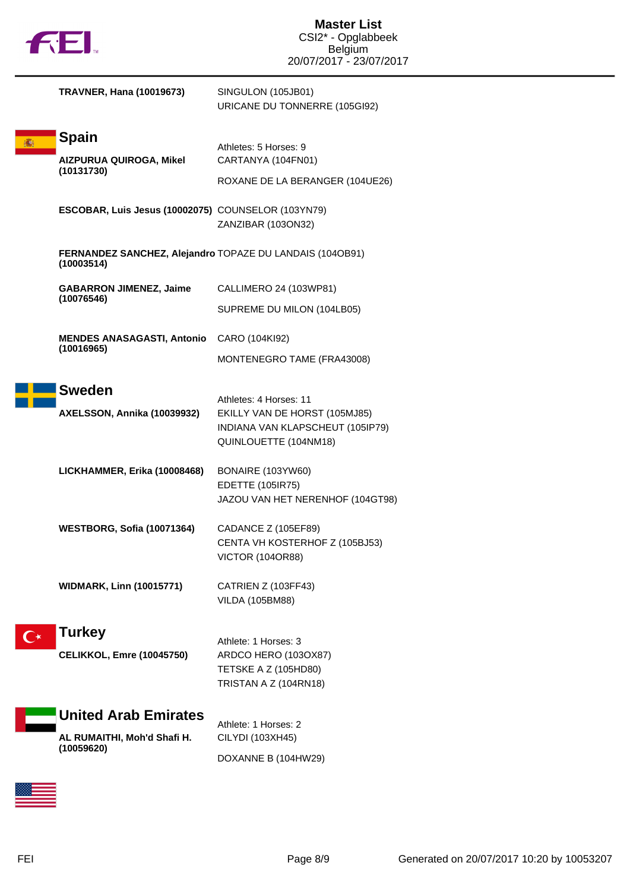| | |
|---|---|
| **TRAVNER, Hana (10019673)** | SINGULON (105JB01) |
| | URICANE DU TONNERRE (105GI92) |

## Spain

Athletes: 5 Horses: 9

| | |
|---|---|
| **AIZPURUA QUIROGA, Mikel (10131730)** | CARTANYA (104FN01) |
| | ROXANE DE LA BERANGER (104UE26) |
| **ESCOBAR, Luis Jesus (10002075)** | COUNSELOR (103YN79) |
| | ZANZIBAR (103ON32) |
| **FERNANDEZ SANCHEZ, Alejandro (10003514)** | TOPAZE DU LANDAIS (104OB91) |
| **GABARRON JIMENEZ, Jaime (10076546)** | CALLIMERO 24 (103WP81) |
| | SUPREME DU MILON (104LB05) |
| **MENDES ANASAGASTI, Antonio (10016965)** | CARO (104KI92) |
| | MONTENEGRO TAME (FRA43008) |

## Sweden

Athletes: 4 Horses: 11

| | |
|---|---|
| **AXELSSON, Annika (10039932)** | EKILLY VAN DE HORST (105MJ85) |
| | INDIANA VAN KLAPSCHEUT (105IP79) |
| | QUINLOUETTE (104NM18) |
| **LICKHAMMER, Erika (10008468)** | BONAIRE (103YW60) |
| | EDETTE (105IR75) |
| | JAZOU VAN HET NERENHOF (104GT98) |
| **WESTBORG, Sofia (10071364)** | CADANCE Z (105EF89) |
| | CENTA VH KOSTERHOF Z (105BJ53) |
| | VICTOR (104OR88) |
| **WIDMARK, Linn (10015771)** | CATRIEN Z (103FF43) |
| | VILDA (105BM88) |

## Turkey

Athlete: 1 Horses: 3

| | |
|---|---|
| **CELIKKOL, Emre (10045750)** | ARDCO HERO (103OX87) |
| | TETSKE A Z (105HD80) |
| | TRISTAN A Z (104RN18) |

## United Arab Emirates

Athlete: 1 Horses: 2

| | |
|---|---|
| **AL RUMAITHI, Moh'd Shafi H. (10059620)** | CILYDI (103XH45) |
| | DOXANNE B (104HW29) |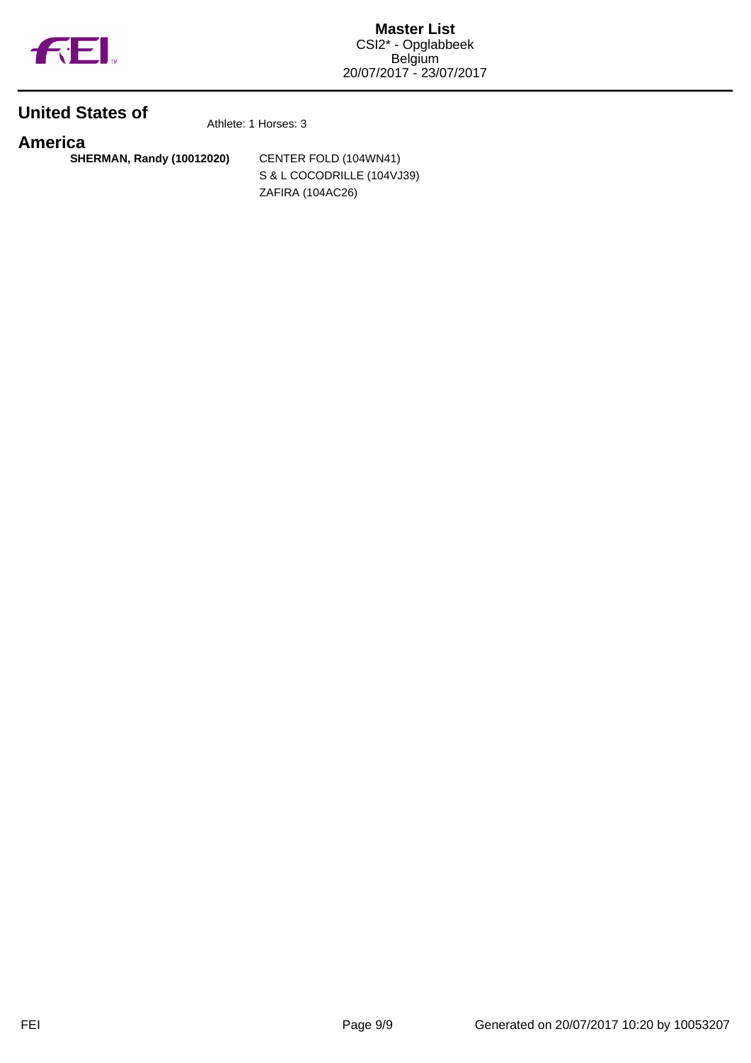## United States of America

Athlete: 1 Horses: 3

| | |
|---|---|
| **SHERMAN, Randy (10012020)** | CENTER FOLD (104WN41) |
| | S & L COCODRILLE (104VJ39) |
| | ZAFIRA (104AC26) |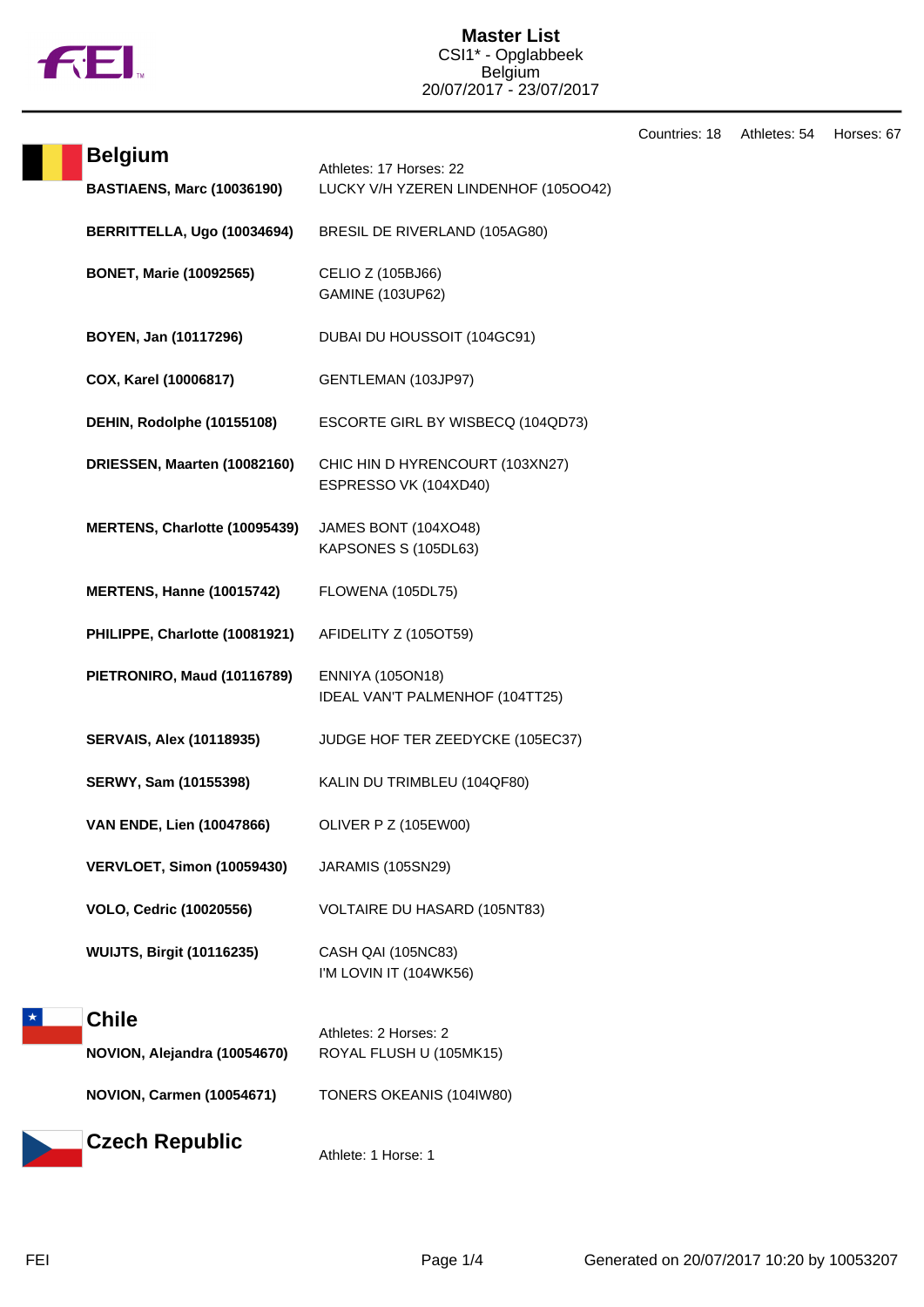# Master List

CSI1* - Opglabbeek
Belgium
20/07/2017 - 23/07/2017

Countries: 18 Athletes: 54 Horses: 67

## Belgium

Athletes: 17 Horses: 22

| Athlete | Horse(s) |
|---|---|
| **BASTIAENS, Marc (10036190)** | LUCKY V/H YZEREN LINDENHOF (105OO42) |
| **BERRITTELLA, Ugo (10034694)** | BRESIL DE RIVERLAND (105AG80) |
| **BONET, Marie (10092565)** | CELIO Z (105BJ66)<br>GAMINE (103UP62) |
| **BOYEN, Jan (10117296)** | DUBAI DU HOUSSOIT (104GC91) |
| **COX, Karel (10006817)** | GENTLEMAN (103JP97) |
| **DEHIN, Rodolphe (10155108)** | ESCORTE GIRL BY WISBECQ (104QD73) |
| **DRIESSEN, Maarten (10082160)** | CHIC HIN D HYRENCOURT (103XN27)<br>ESPRESSO VK (104XD40) |
| **MERTENS, Charlotte (10095439)** | JAMES BONT (104XO48)<br>KAPSONES S (105DL63) |
| **MERTENS, Hanne (10015742)** | FLOWENA (105DL75) |
| **PHILIPPE, Charlotte (10081921)** | AFIDELITY Z (105OT59) |
| **PIETRONIRO, Maud (10116789)** | ENNIYA (105ON18)<br>IDEAL VAN'T PALMENHOF (104TT25) |
| **SERVAIS, Alex (10118935)** | JUDGE HOF TER ZEEDYCKE (105EC37) |
| **SERWY, Sam (10155398)** | KALIN DU TRIMBLEU (104QF80) |
| **VAN ENDE, Lien (10047866)** | OLIVER P Z (105EW00) |
| **VERVLOET, Simon (10059430)** | JARAMIS (105SN29) |
| **VOLO, Cedric (10020556)** | VOLTAIRE DU HASARD (105NT83) |
| **WUIJTS, Birgit (10116235)** | CASH QAI (105NC83)<br>I'M LOVIN IT (104WK56) |

## Chile

Athletes: 2 Horses: 2

| Athlete | Horse(s) |
|---|---|
| **NOVION, Alejandra (10054670)** | ROYAL FLUSH U (105MK15) |
| **NOVION, Carmen (10054671)** | TONERS OKEANIS (104IW80) |

## Czech Republic

Athlete: 1 Horse: 1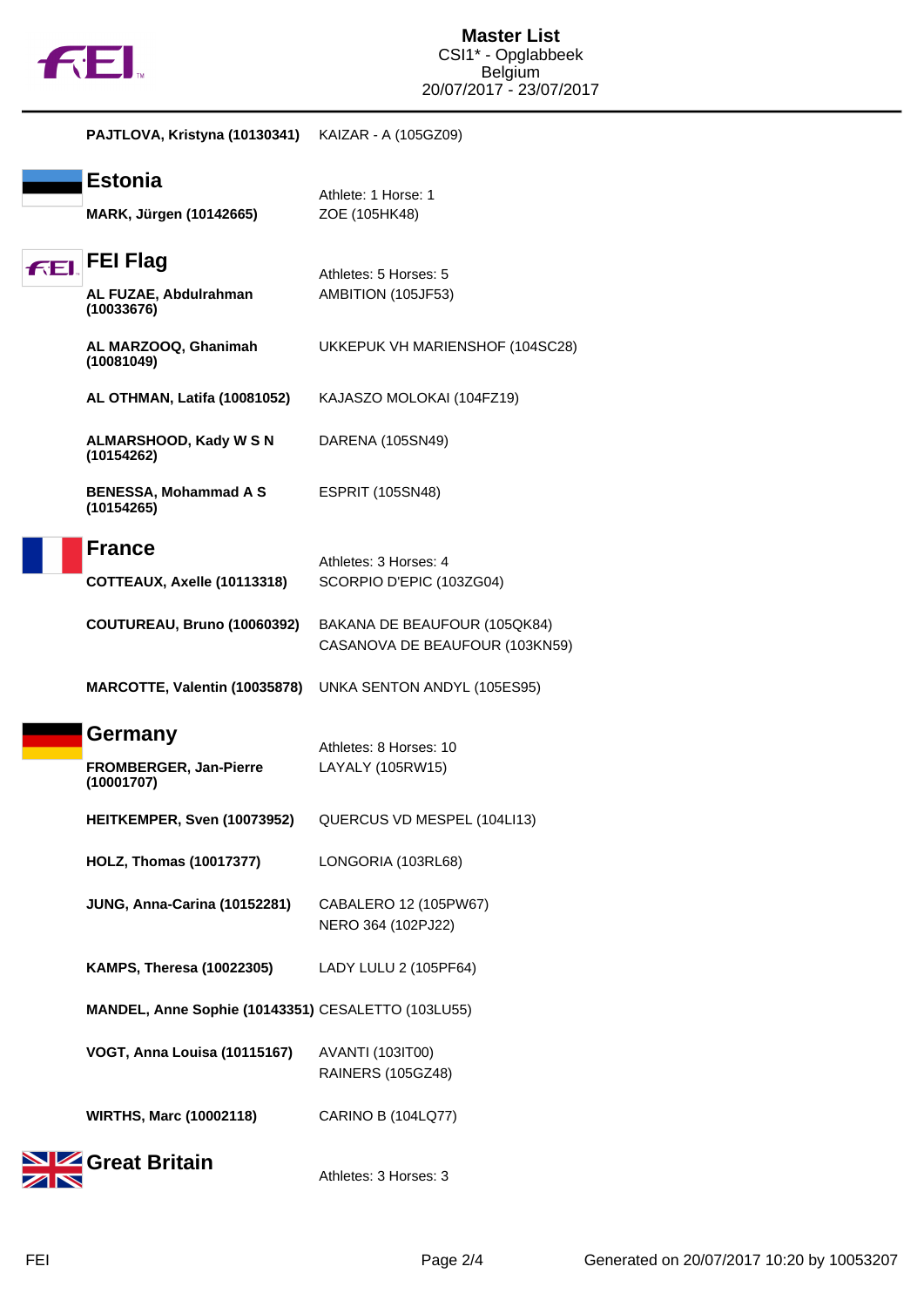| | |
|---|---|
| **PAJTLOVA, Kristyna (10130341)** | KAIZAR - A (105GZ09) |

## Estonia

Athlete: 1 Horse: 1

| | |
|---|---|
| **MARK, Jürgen (10142665)** | ZOE (105HK48) |

## FEI Flag

Athletes: 5 Horses: 5

| | |
|---|---|
| **AL FUZAE, Abdulrahman (10033676)** | AMBITION (105JF53) |
| **AL MARZOOQ, Ghanimah (10081049)** | UKKEPUK VH MARIENSHOF (104SC28) |
| **AL OTHMAN, Latifa (10081052)** | KAJASZO MOLOKAI (104FZ19) |
| **ALMARSHOOD, Kady W S N (10154262)** | DARENA (105SN49) |
| **BENESSA, Mohammad A S (10154265)** | ESPRIT (105SN48) |

## France

Athletes: 3 Horses: 4

| | |
|---|---|
| **COTTEAUX, Axelle (10113318)** | SCORPIO D'EPIC (103ZG04) |
| **COUTUREAU, Bruno (10060392)** | BAKANA DE BEAUFOUR (105QK84)<br>CASANOVA DE BEAUFOUR (103KN59) |
| **MARCOTTE, Valentin (10035878)** | UNKA SENTON ANDYL (105ES95) |

## Germany

Athletes: 8 Horses: 10

| | |
|---|---|
| **FROMBERGER, Jan-Pierre (10001707)** | LAYALY (105RW15) |
| **HEITKEMPER, Sven (10073952)** | QUERCUS VD MESPEL (104LI13) |
| **HOLZ, Thomas (10017377)** | LONGORIA (103RL68) |
| **JUNG, Anna-Carina (10152281)** | CABALERO 12 (105PW67)<br>NERO 364 (102PJ22) |
| **KAMPS, Theresa (10022305)** | LADY LULU 2 (105PF64) |
| **MANDEL, Anne Sophie (10143351)** | CESALETTO (103LU55) |
| **VOGT, Anna Louisa (10115167)** | AVANTI (103IT00)<br>RAINERS (105GZ48) |
| **WIRTHS, Marc (10002118)** | CARINO B (104LQ77) |

## Great Britain

Athletes: 3 Horses: 3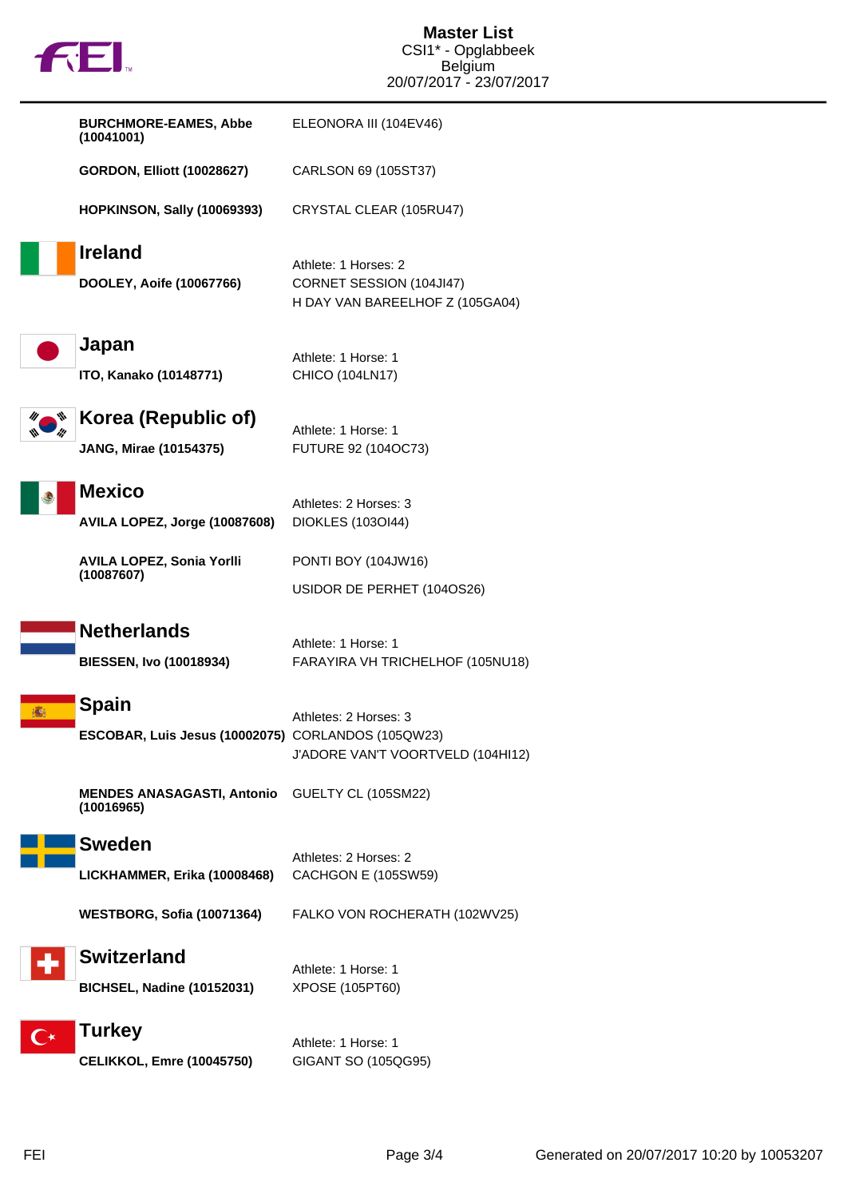# Master List

CSI1* - Opglabbeek
Belgium
20/07/2017 - 23/07/2017

| | |
|---|---|
| **BURCHMORE-EAMES, Abbe (10041001)** | ELEONORA III (104EV46) |
| **GORDON, Elliott (10028627)** | CARLSON 69 (105ST37) |
| **HOPKINSON, Sally (10069393)** | CRYSTAL CLEAR (105RU47) |

## Ireland

| | |
|---|---|
| | Athlete: 1 Horses: 2 |
| **DOOLEY, Aoife (10067766)** | CORNET SESSION (104JI47) |
| | H DAY VAN BAREELHOF Z (105GA04) |

## Japan

| | |
|---|---|
| | Athlete: 1 Horse: 1 |
| **ITO, Kanako (10148771)** | CHICO (104LN17) |

## Korea (Republic of)

| | |
|---|---|
| | Athlete: 1 Horse: 1 |
| **JANG, Mirae (10154375)** | FUTURE 92 (104OC73) |

## Mexico

| | |
|---|---|
| | Athletes: 2 Horses: 3 |
| **AVILA LOPEZ, Jorge (10087608)** | DIOKLES (103OI44) |
| **AVILA LOPEZ, Sonia Yorlli (10087607)** | PONTI BOY (104JW16) |
| | USIDOR DE PERHET (104OS26) |

## Netherlands

| | |
|---|---|
| | Athlete: 1 Horse: 1 |
| **BIESSEN, Ivo (10018934)** | FARAYIRA VH TRICHELHOF (105NU18) |

## Spain

| | |
|---|---|
| | Athletes: 2 Horses: 3 |
| **ESCOBAR, Luis Jesus (10002075)** | CORLANDOS (105QW23) |
| | J'ADORE VAN'T VOORTVELD (104HI12) |
| **MENDES ANASAGASTI, Antonio (10016965)** | GUELTY CL (105SM22) |

## Sweden

| | |
|---|---|
| | Athletes: 2 Horses: 2 |
| **LICKHAMMER, Erika (10008468)** | CACHGON E (105SW59) |
| **WESTBORG, Sofia (10071364)** | FALKO VON ROCHERATH (102WV25) |

## Switzerland

| | |
|---|---|
| | Athlete: 1 Horse: 1 |
| **BICHSEL, Nadine (10152031)** | XPOSE (105PT60) |

## Turkey

| | |
|---|---|
| | Athlete: 1 Horse: 1 |
| **CELIKKOL, Emre (10045750)** | GIGANT SO (105QG95) |

Generated on 20/07/2017 10:20 by 10053207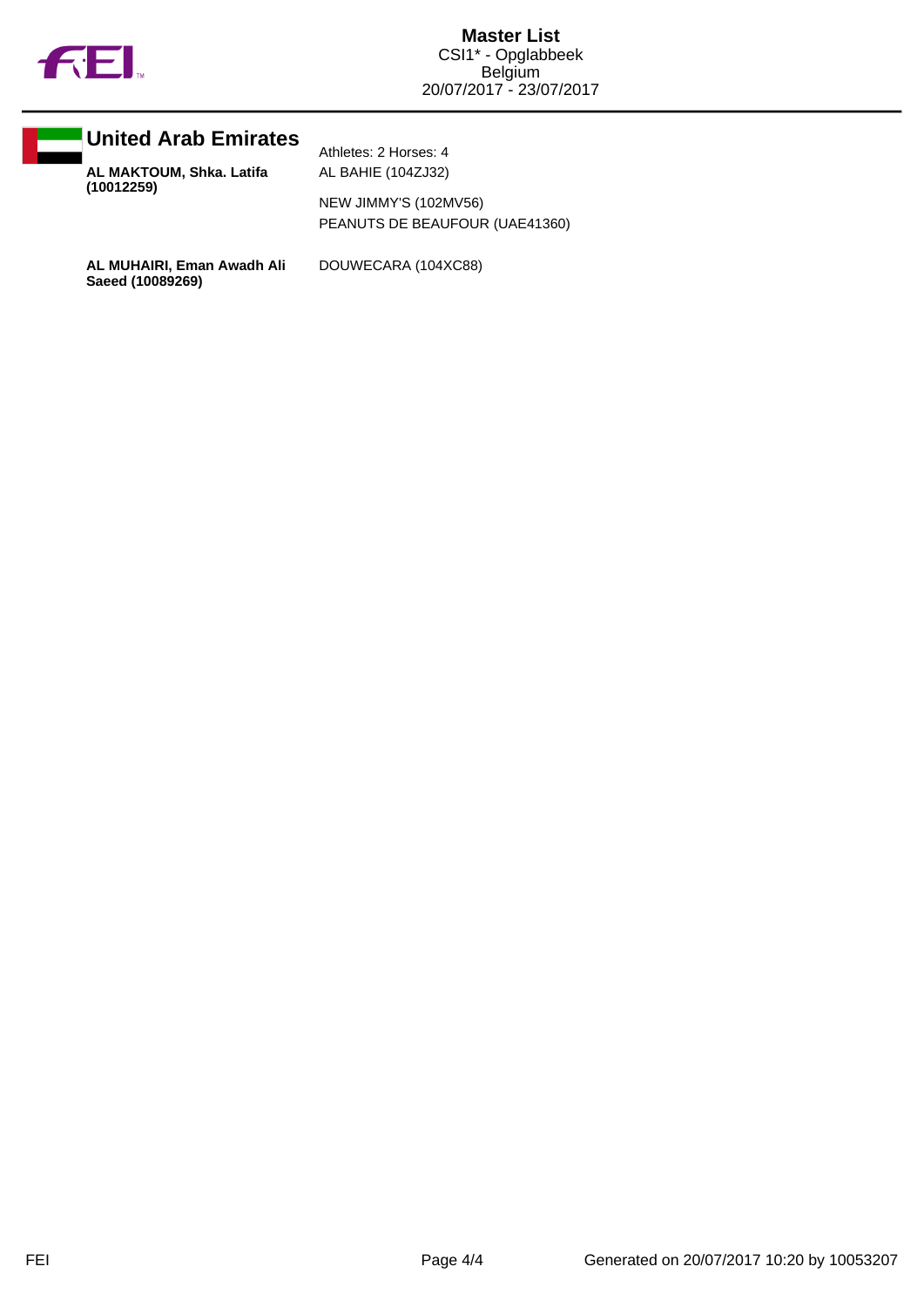**Master List**
CSI1* - Opglabbeek
Belgium
20/07/2017 - 23/07/2017

## United Arab Emirates

Athletes: 2 Horses: 4

| Athlete | Horses |
|---|---|
| **AL MAKTOUM, Shka. Latifa (10012259)** | AL BAHIE (104ZJ32) |
| | NEW JIMMY'S (102MV56) |
| | PEANUTS DE BEAUFOUR (UAE41360) |
| **AL MUHAIRI, Eman Awadh Ali Saeed (10089269)** | DOUWECARA (104XC88) |

Generated on 20/07/2017 10:20 by 10053207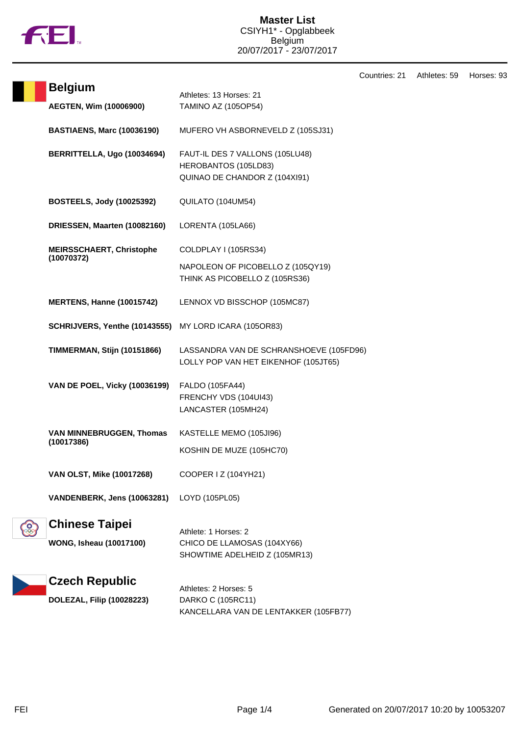# Master List
CSIYH1* - Opglabbeek
Belgium
20/07/2017 - 23/07/2017

Countries: 21 Athletes: 59 Horses: 93

## Belgium

Athletes: 13 Horses: 21

| Athlete | Horses |
|---|---|
| **AEGTEN, Wim (10006900)** | TAMINO AZ (105OP54) |
| **BASTIAENS, Marc (10036190)** | MUFERO VH ASBORNEVELD Z (105SJ31) |
| **BERRITTELLA, Ugo (10034694)** | FAUT-IL DES 7 VALLONS (105LU48)<br>HEROBANTOS (105LD83)<br>QUINAO DE CHANDOR Z (104XI91) |
| **BOSTEELS, Jody (10025392)** | QUILATO (104UM54) |
| **DRIESSEN, Maarten (10082160)** | LORENTA (105LA66) |
| **MEIRSSCHAERT, Christophe (10070372)** | COLDPLAY I (105RS34)<br>NAPOLEON OF PICOBELLO Z (105QY19)<br>THINK AS PICOBELLO Z (105RS36) |
| **MERTENS, Hanne (10015742)** | LENNOX VD BISSCHOP (105MC87) |
| **SCHRIJVERS, Yenthe (10143555)** | MY LORD ICARA (105OR83) |
| **TIMMERMAN, Stijn (10151866)** | LASSANDRA VAN DE SCHRANSHOEVE (105FD96)<br>LOLLY POP VAN HET EIKENHOF (105JT65) |
| **VAN DE POEL, Vicky (10036199)** | FALDO (105FA44)<br>FRENCHY VDS (104UI43)<br>LANCASTER (105MH24) |
| **VAN MINNEBRUGGEN, Thomas (10017386)** | KASTELLE MEMO (105JI96)<br>KOSHIN DE MUZE (105HC70) |
| **VAN OLST, Mike (10017268)** | COOPER I Z (104YH21) |
| **VANDENBERK, Jens (10063281)** | LOYD (105PL05) |

## Chinese Taipei

Athlete: 1 Horses: 2

| Athlete | Horses |
|---|---|
| **WONG, Isheau (10017100)** | CHICO DE LLAMOSAS (104XY66)<br>SHOWTIME ADELHEID Z (105MR13) |

## Czech Republic

Athletes: 2 Horses: 5

| Athlete | Horses |
|---|---|
| **DOLEZAL, Filip (10028223)** | DARKO C (105RC11)<br>KANCELLARA VAN DE LENTAKKER (105FB77) |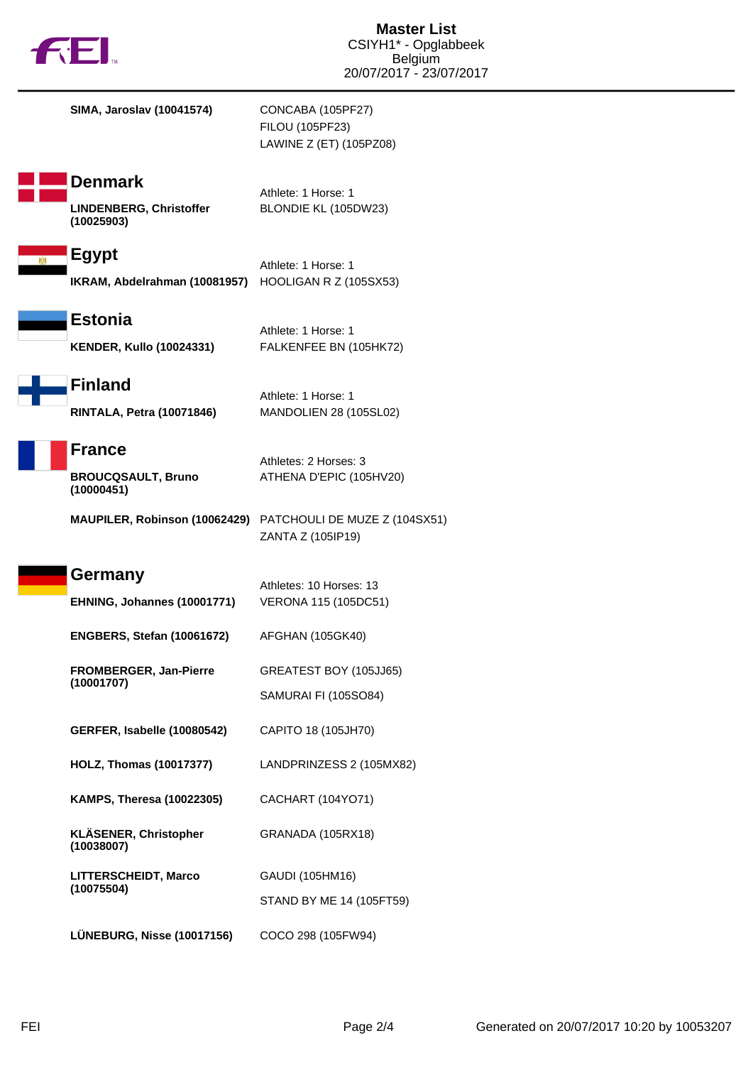**Master List**
CSIYH1* - Opglabbeek
Belgium
20/07/2017 - 23/07/2017

**SIMA, Jaroslav (10041574)**
CONCABA (105PF27)
FILOU (105PF23)
LAWINE Z (ET) (105PZ08)

## Denmark

Athlete: 1 Horse: 1

**LINDENBERG, Christoffer (10025903)**
BLONDIE KL (105DW23)

## Egypt

Athlete: 1 Horse: 1

**IKRAM, Abdelrahman (10081957)**
HOOLIGAN R Z (105SX53)

## Estonia

Athlete: 1 Horse: 1

**KENDER, Kullo (10024331)**
FALKENFEE BN (105HK72)

## Finland

Athlete: 1 Horse: 1

**RINTALA, Petra (10071846)**
MANDOLIEN 28 (105SL02)

## France

Athletes: 2 Horses: 3

**BROUCQSAULT, Bruno (10000451)**
ATHENA D'EPIC (105HV20)

**MAUPILER, Robinson (10062429)**
PATCHOULI DE MUZE Z (104SX51)
ZANTA Z (105IP19)

## Germany

Athletes: 10 Horses: 13

**EHNING, Johannes (10001771)**
VERONA 115 (105DC51)

**ENGBERS, Stefan (10061672)**
AFGHAN (105GK40)

**FROMBERGER, Jan-Pierre (10001707)**
GREATEST BOY (105JJ65)
SAMURAI FI (105SO84)

**GERFER, Isabelle (10080542)**
CAPITO 18 (105JH70)

**HOLZ, Thomas (10017377)**
LANDPRINZESS 2 (105MX82)

**KAMPS, Theresa (10022305)**
CACHART (104YO71)

**KLÄSENER, Christopher (10038007)**
GRANADA (105RX18)

**LITTERSCHEIDT, Marco (10075504)**
GAUDI (105HM16)
STAND BY ME 14 (105FT59)

**LÜNEBURG, Nisse (10017156)**
COCO 298 (105FW94)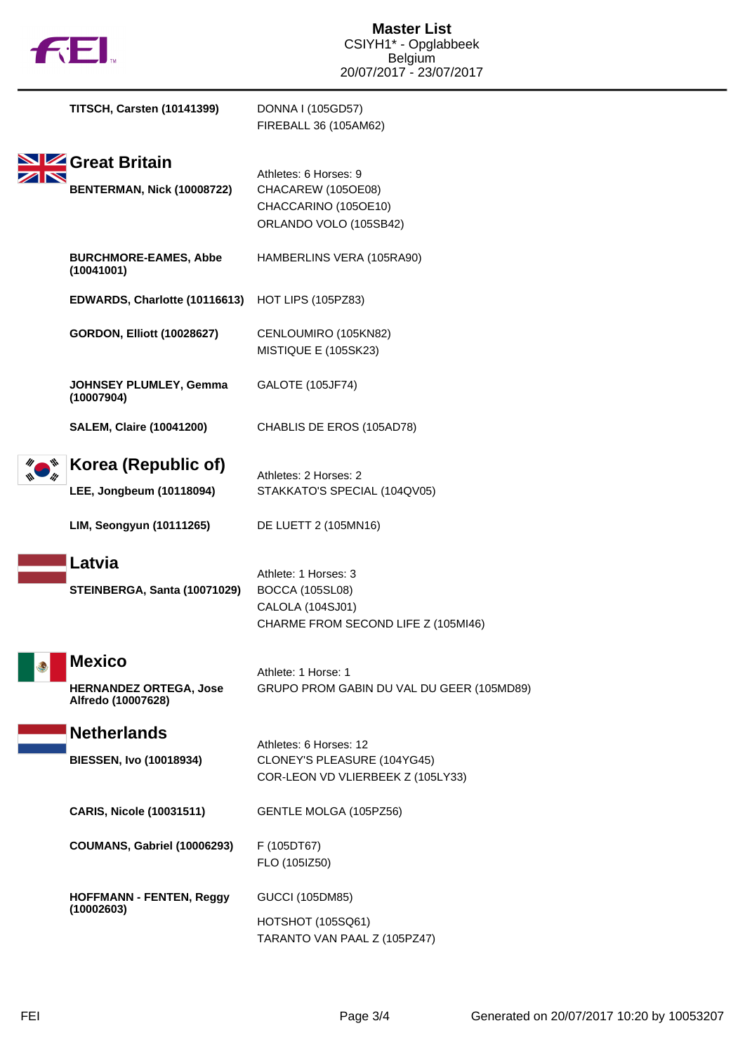# Master List
CSIYH1* - Opglabbeek
Belgium
20/07/2017 - 23/07/2017

**TITSCH, Carsten (10141399)**
DONNA I (105GD57)
FIREBALL 36 (105AM62)

## Great Britain

Athletes: 6 Horses: 9

**BENTERMAN, Nick (10008722)**
CHACAREW (105OE08)
CHACCARINO (105OE10)
ORLANDO VOLO (105SB42)

**BURCHMORE-EAMES, Abbe (10041001)**
HAMBERLINS VERA (105RA90)

**EDWARDS, Charlotte (10116613)**
HOT LIPS (105PZ83)

**GORDON, Elliott (10028627)**
CENLOUMIRO (105KN82)
MISTIQUE E (105SK23)

**JOHNSEY PLUMLEY, Gemma (10007904)**
GALOTE (105JF74)

**SALEM, Claire (10041200)**
CHABLIS DE EROS (105AD78)

## Korea (Republic of)

Athletes: 2 Horses: 2

**LEE, Jongbeum (10118094)**
STAKKATO'S SPECIAL (104QV05)

**LIM, Seongyun (10111265)**
DE LUETT 2 (105MN16)

## Latvia

Athlete: 1 Horses: 3

**STEINBERGA, Santa (10071029)**
BOCCA (105SL08)
CALOLA (104SJ01)
CHARME FROM SECOND LIFE Z (105MI46)

## Mexico

Athlete: 1 Horse: 1

**HERNANDEZ ORTEGA, Jose Alfredo (10007628)**
GRUPO PROM GABIN DU VAL DU GEER (105MD89)

## Netherlands

Athletes: 6 Horses: 12

**BIESSEN, Ivo (10018934)**
CLONEY'S PLEASURE (104YG45)
COR-LEON VD VLIERBEEK Z (105LY33)

**CARIS, Nicole (10031511)**
GENTLE MOLGA (105PZ56)

**COUMANS, Gabriel (10006293)**
F (105DT67)
FLO (105IZ50)

**HOFFMANN - FENTEN, Reggy (10002603)**
GUCCI (105DM85)
HOTSHOT (105SQ61)
TARANTO VAN PAAL Z (105PZ47)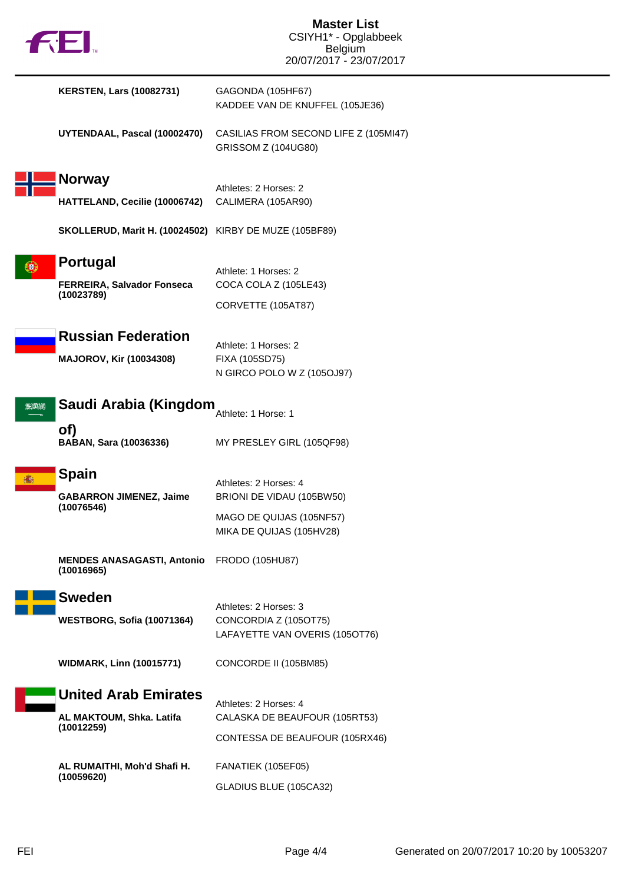| | |
|---|---|
| **KERSTEN, Lars (10082731)** | GAGONDA (105HF67)<br>KADDEE VAN DE KNUFFEL (105JE36) |
| **UYTENDAAL, Pascal (10002470)** | CASILIAS FROM SECOND LIFE Z (105MI47)<br>GRISSOM Z (104UG80) |

## Norway

Athletes: 2 Horses: 2

| | |
|---|---|
| **HATTELAND, Cecilie (10006742)** | CALIMERA (105AR90) |
| **SKOLLERUD, Marit H. (10024502)** | KIRBY DE MUZE (105BF89) |

## Portugal

Athlete: 1 Horses: 2

| | |
|---|---|
| **FERREIRA, Salvador Fonseca (10023789)** | COCA COLA Z (105LE43)<br>CORVETTE (105AT87) |

## Russian Federation

Athlete: 1 Horses: 2

| | |
|---|---|
| **MAJOROV, Kir (10034308)** | FIXA (105SD75)<br>N GIRCO POLO W Z (105OJ97) |

## Saudi Arabia (Kingdom of)

Athlete: 1 Horse: 1

| | |
|---|---|
| **BABAN, Sara (10036336)** | MY PRESLEY GIRL (105QF98) |

## Spain

Athletes: 2 Horses: 4

| | |
|---|---|
| **GABARRON JIMENEZ, Jaime (10076546)** | BRIONI DE VIDAU (105BW50)<br>MAGO DE QUIJAS (105NF57)<br>MIKA DE QUIJAS (105HV28) |
| **MENDES ANASAGASTI, Antonio (10016965)** | FRODO (105HU87) |

## Sweden

Athletes: 2 Horses: 3

| | |
|---|---|
| **WESTBORG, Sofia (10071364)** | CONCORDIA Z (105OT75)<br>LAFAYETTE VAN OVERIS (105OT76) |
| **WIDMARK, Linn (10015771)** | CONCORDE II (105BM85) |

## United Arab Emirates

Athletes: 2 Horses: 4

| | |
|---|---|
| **AL MAKTOUM, Shka. Latifa (10012259)** | CALASKA DE BEAUFOUR (105RT53)<br>CONTESSA DE BEAUFOUR (105RX46) |
| **AL RUMAITHI, Moh'd Shafi H. (10059620)** | FANATIEK (105EF05)<br>GLADIUS BLUE (105CA32) |

Generated on 20/07/2017 10:20 by 10053207